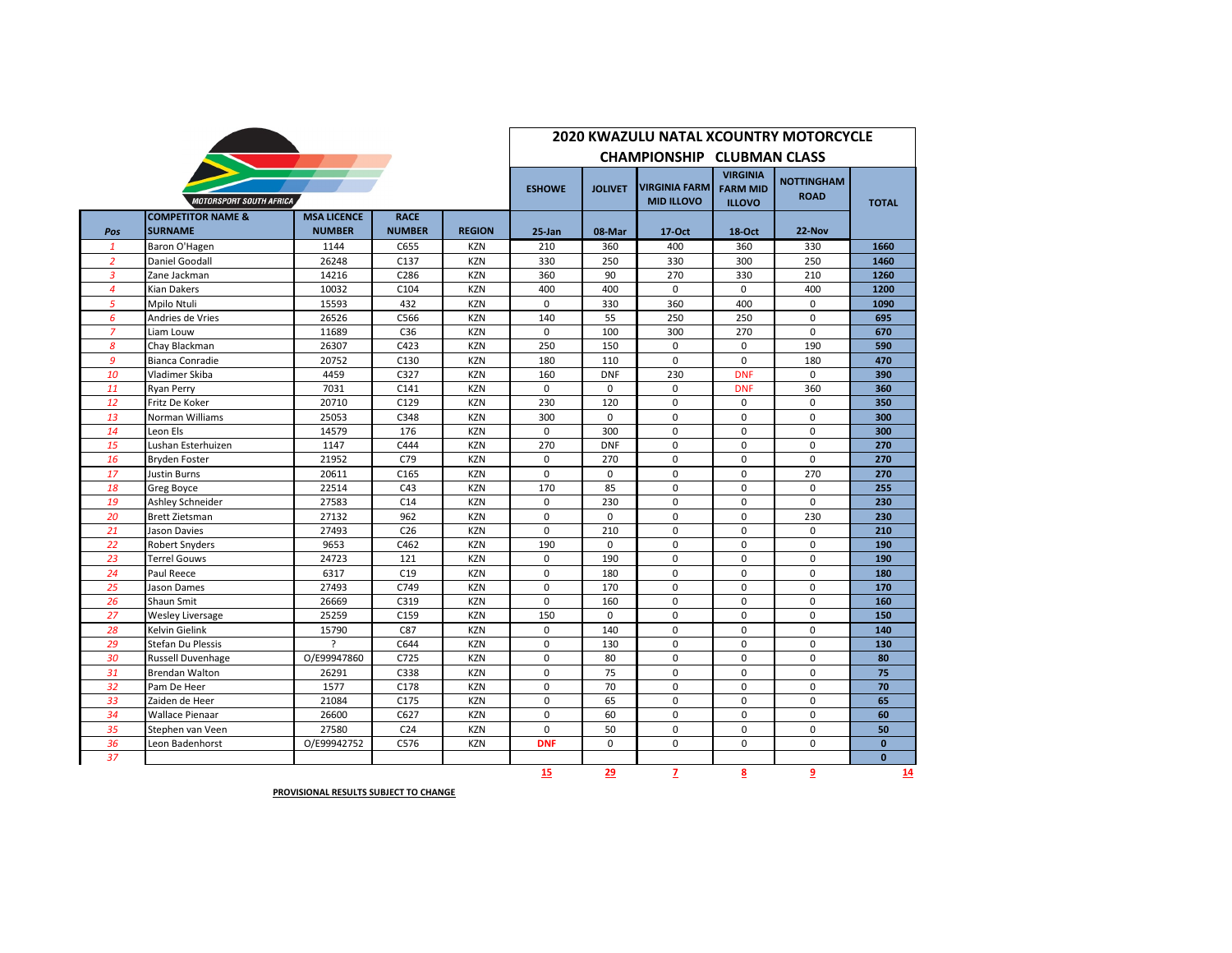# 2020 KWAZULU NATAL XCOUNTRY MOTORCYCLE CHAMPIONSHIP CLUBMAN CLASS

MOTORSPORT SOUTH AFRICA

| Pos | COMPETITOR NAME & SURNAME | MSA LICENCE NUMBER | RACE NUMBER | REGION | ESHOWE 25-Jan | JOLIVET 08-Mar | VIRGINIA FARM MID ILLOVO 17-Oct | VIRGINIA FARM MID ILLOVO 18-Oct | NOTTINGHAM ROAD 22-Nov | TOTAL |
|---|---|---|---|---|---|---|---|---|---|---|
| 1 | Baron O'Hagen | 1144 | C655 | KZN | 210 | 360 | 400 | 360 | 330 | **1660** |
| 2 | Daniel Goodall | 26248 | C137 | KZN | 330 | 250 | 330 | 300 | 250 | **1460** |
| 3 | Zane Jackman | 14216 | C286 | KZN | 360 | 90 | 270 | 330 | 210 | **1260** |
| 4 | Kian Dakers | 10032 | C104 | KZN | 400 | 400 | 0 | 0 | 400 | **1200** |
| 5 | Mpilo Ntuli | 15593 | 432 | KZN | 0 | 330 | 360 | 400 | 0 | **1090** |
| 6 | Andries de Vries | 26526 | C566 | KZN | 140 | 55 | 250 | 250 | 0 | **695** |
| 7 | Liam Louw | 11689 | C36 | KZN | 0 | 100 | 300 | 270 | 0 | **670** |
| 8 | Chay Blackman | 26307 | C423 | KZN | 250 | 150 | 0 | 0 | 190 | **590** |
| 9 | Bianca Conradie | 20752 | C130 | KZN | 180 | 110 | 0 | 0 | 180 | **470** |
| 10 | Vladimer Skiba | 4459 | C327 | KZN | 160 | DNF | 230 | DNF | 0 | **390** |
| 11 | Ryan Perry | 7031 | C141 | KZN | 0 | 0 | 0 | DNF | 360 | **360** |
| 12 | Fritz De Koker | 20710 | C129 | KZN | 230 | 120 | 0 | 0 | 0 | **350** |
| 13 | Norman Williams | 25053 | C348 | KZN | 300 | 0 | 0 | 0 | 0 | **300** |
| 14 | Leon Els | 14579 | 176 | KZN | 0 | 300 | 0 | 0 | 0 | **300** |
| 15 | Lushan Esterhuizen | 1147 | C444 | KZN | 270 | DNF | 0 | 0 | 0 | **270** |
| 16 | Bryden Foster | 21952 | C79 | KZN | 0 | 270 | 0 | 0 | 0 | **270** |
| 17 | Justin Burns | 20611 | C165 | KZN | 0 | 0 | 0 | 0 | 270 | **270** |
| 18 | Greg Boyce | 22514 | C43 | KZN | 170 | 85 | 0 | 0 | 0 | **255** |
| 19 | Ashley Schneider | 27583 | C14 | KZN | 0 | 230 | 0 | 0 | 0 | **230** |
| 20 | Brett Zietsman | 27132 | 962 | KZN | 0 | 0 | 0 | 0 | 230 | **230** |
| 21 | Jason Davies | 27493 | C26 | KZN | 0 | 210 | 0 | 0 | 0 | **210** |
| 22 | Robert Snyders | 9653 | C462 | KZN | 190 | 0 | 0 | 0 | 0 | **190** |
| 23 | Terrel Gouws | 24723 | 121 | KZN | 0 | 190 | 0 | 0 | 0 | **190** |
| 24 | Paul Reece | 6317 | C19 | KZN | 0 | 180 | 0 | 0 | 0 | **180** |
| 25 | Jason Dames | 27493 | C749 | KZN | 0 | 170 | 0 | 0 | 0 | **170** |
| 26 | Shaun Smit | 26669 | C319 | KZN | 0 | 160 | 0 | 0 | 0 | **160** |
| 27 | Wesley Liversage | 25259 | C159 | KZN | 150 | 0 | 0 | 0 | 0 | **150** |
| 28 | Kelvin Gielink | 15790 | C87 | KZN | 0 | 140 | 0 | 0 | 0 | **140** |
| 29 | Stefan Du Plessis | ? | C644 | KZN | 0 | 130 | 0 | 0 | 0 | **130** |
| 30 | Russell Duvenhage | O/E99947860 | C725 | KZN | 0 | 80 | 0 | 0 | 0 | **80** |
| 31 | Brendan Walton | 26291 | C338 | KZN | 0 | 75 | 0 | 0 | 0 | **75** |
| 32 | Pam De Heer | 1577 | C178 | KZN | 0 | 70 | 0 | 0 | 0 | **70** |
| 33 | Zaiden de Heer | 21084 | C175 | KZN | 0 | 65 | 0 | 0 | 0 | **65** |
| 34 | Wallace Pienaar | 26600 | C627 | KZN | 0 | 60 | 0 | 0 | 0 | **60** |
| 35 | Stephen van Veen | 27580 | C24 | KZN | 0 | 50 | 0 | 0 | 0 | **50** |
| 36 | Leon Badenhorst | O/E99942752 | C576 | KZN | DNF | 0 | 0 | 0 | 0 | **0** |
| 37 | | | | | | | | | | **0** |
| | | | | | 15 | 29 | 7 | 8 | 9 | 14 |

**PROVISIONAL RESULTS SUBJECT TO CHANGE**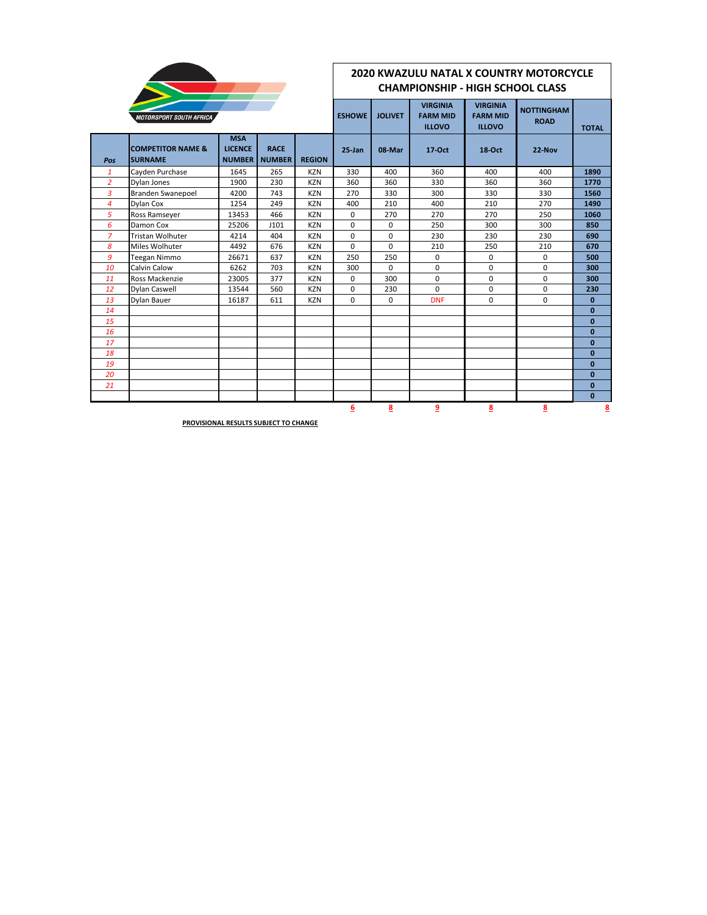# 2020 KWAZULU NATAL X COUNTRY MOTORCYCLE CHAMPIONSHIP - HIGH SCHOOL CLASS

MOTORSPORT SOUTH AFRICA

| Pos | COMPETITOR NAME & SURNAME | MSA LICENCE NUMBER | RACE NUMBER | REGION | ESHOWE 25-Jan | JOLIVET 08-Mar | VIRGINIA FARM MID ILLOVO 17-Oct | VIRGINIA FARM MID ILLOVO 18-Oct | NOTTINGHAM ROAD 22-Nov | TOTAL |
|---|---|---|---|---|---|---|---|---|---|---|
| 1 | Cayden Purchase | 1645 | 265 | KZN | 330 | 400 | 360 | 400 | 400 | 1890 |
| 2 | Dylan Jones | 1900 | 230 | KZN | 360 | 360 | 330 | 360 | 360 | 1770 |
| 3 | Branden Swanepoel | 4200 | 743 | KZN | 270 | 330 | 300 | 330 | 330 | 1560 |
| 4 | Dylan Cox | 1254 | 249 | KZN | 400 | 210 | 400 | 210 | 270 | 1490 |
| 5 | Ross Ramseyer | 13453 | 466 | KZN | 0 | 270 | 270 | 270 | 250 | 1060 |
| 6 | Damon Cox | 25206 | J101 | KZN | 0 | 0 | 250 | 300 | 300 | 850 |
| 7 | Tristan Wolhuter | 4214 | 404 | KZN | 0 | 0 | 230 | 230 | 230 | 690 |
| 8 | Miles Wolhuter | 4492 | 676 | KZN | 0 | 0 | 210 | 250 | 210 | 670 |
| 9 | Teegan Nimmo | 26671 | 637 | KZN | 250 | 250 | 0 | 0 | 0 | 500 |
| 10 | Calvin Calow | 6262 | 703 | KZN | 300 | 0 | 0 | 0 | 0 | 300 |
| 11 | Ross Mackenzie | 23005 | 377 | KZN | 0 | 300 | 0 | 0 | 0 | 300 |
| 12 | Dylan Caswell | 13544 | 560 | KZN | 0 | 230 | 0 | 0 | 0 | 230 |
| 13 | Dylan Bauer | 16187 | 611 | KZN | 0 | 0 | DNF | 0 | 0 | 0 |
| 14 | | | | | | | | | | 0 |
| 15 | | | | | | | | | | 0 |
| 16 | | | | | | | | | | 0 |
| 17 | | | | | | | | | | 0 |
| 18 | | | | | | | | | | 0 |
| 19 | | | | | | | | | | 0 |
| 20 | | | | | | | | | | 0 |
| 21 | | | | | | | | | | 0 |
| | | | | | | | | | | 0 |
| | | | | | 6 | 8 | 9 | 8 | 8 | 8 |

**PROVISIONAL RESULTS SUBJECT TO CHANGE**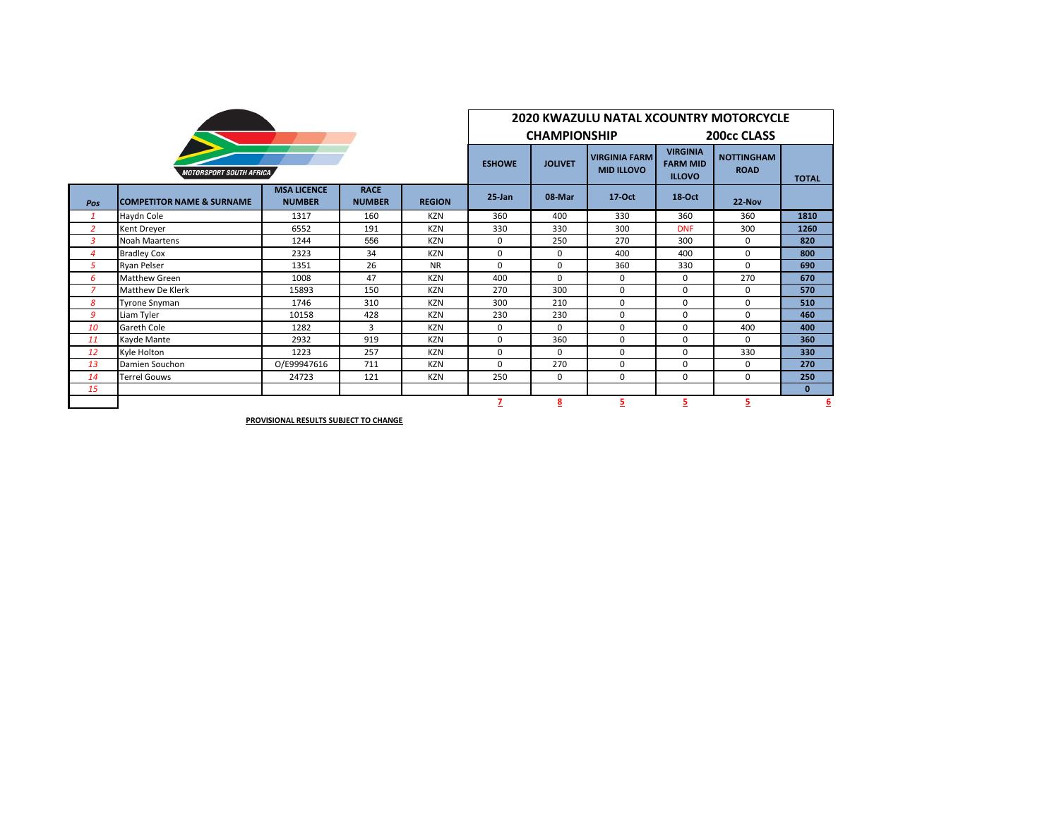## 2020 KWAZULU NATAL XCOUNTRY MOTORCYCLE CHAMPIONSHIP — 200cc CLASS

MOTORSPORT SOUTH AFRICA

| Pos | COMPETITOR NAME & SURNAME | MSA LICENCE NUMBER | RACE NUMBER | REGION | ESHOWE 25-Jan | JOLIVET 08-Mar | VIRGINIA FARM MID ILLOVO 17-Oct | VIRGINIA FARM MID ILLOVO 18-Oct | NOTTINGHAM ROAD 22-Nov | TOTAL |
|---|---|---|---|---|---|---|---|---|---|---|
| 1 | Haydn Cole | 1317 | 160 | KZN | 360 | 400 | 330 | 360 | 360 | **1810** |
| 2 | Kent Dreyer | 6552 | 191 | KZN | 330 | 330 | 300 | DNF | 300 | **1260** |
| 3 | Noah Maartens | 1244 | 556 | KZN | 0 | 250 | 270 | 300 | 0 | **820** |
| 4 | Bradley Cox | 2323 | 34 | KZN | 0 | 0 | 400 | 400 | 0 | **800** |
| 5 | Ryan Pelser | 1351 | 26 | NR | 0 | 0 | 360 | 330 | 0 | **690** |
| 6 | Matthew Green | 1008 | 47 | KZN | 400 | 0 | 0 | 0 | 270 | **670** |
| 7 | Matthew De Klerk | 15893 | 150 | KZN | 270 | 300 | 0 | 0 | 0 | **570** |
| 8 | Tyrone Snyman | 1746 | 310 | KZN | 300 | 210 | 0 | 0 | 0 | **510** |
| 9 | Liam Tyler | 10158 | 428 | KZN | 230 | 230 | 0 | 0 | 0 | **460** |
| 10 | Gareth Cole | 1282 | 3 | KZN | 0 | 0 | 0 | 0 | 400 | **400** |
| 11 | Kayde Mante | 2932 | 919 | KZN | 0 | 360 | 0 | 0 | 0 | **360** |
| 12 | Kyle Holton | 1223 | 257 | KZN | 0 | 0 | 0 | 0 | 330 | **330** |
| 13 | Damien Souchon | O/E99947616 | 711 | KZN | 0 | 270 | 0 | 0 | 0 | **270** |
| 14 | Terrel Gouws | 24723 | 121 | KZN | 250 | 0 | 0 | 0 | 0 | **250** |
| 15 | | | | | | | | | | **0** |
| | | | | | 7 | 8 | 5 | 5 | 5 | 6 |

**PROVISIONAL RESULTS SUBJECT TO CHANGE**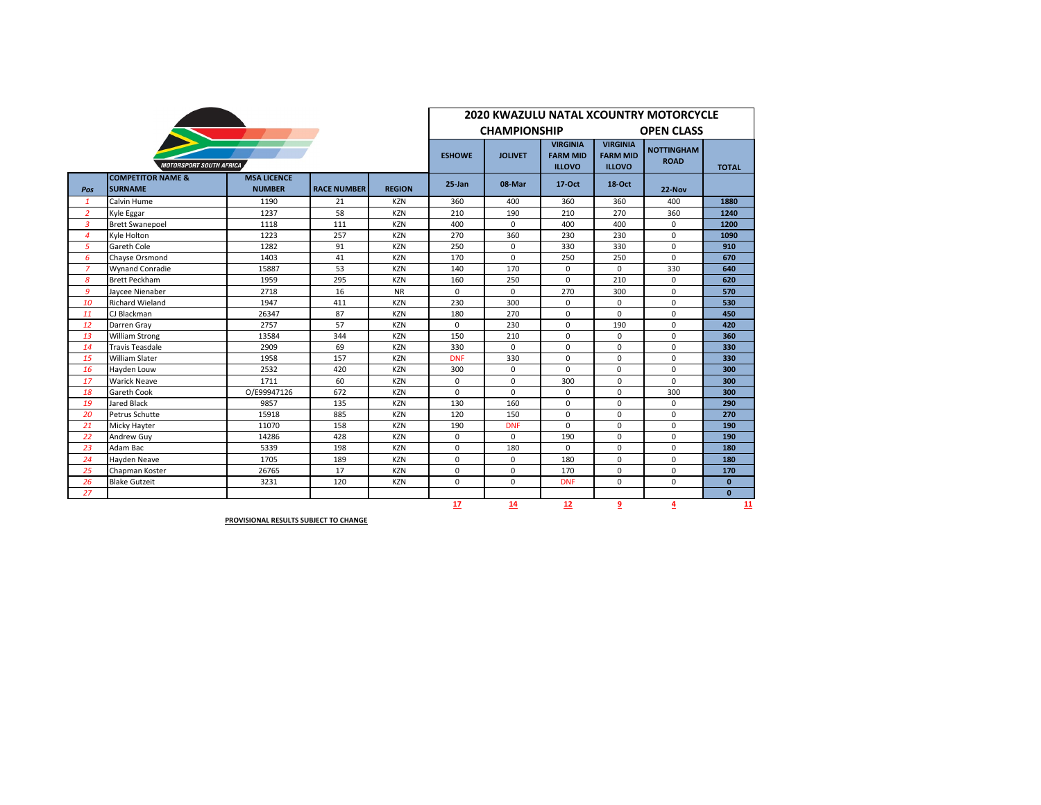# 2020 KWAZULU NATAL XCOUNTRY MOTORCYCLE CHAMPIONSHIP

## OPEN CLASS

| Pos | COMPETITOR NAME & SURNAME | MSA LICENCE NUMBER | RACE NUMBER | REGION | ESHOWE 25-Jan | JOLIVET 08-Mar | VIRGINIA FARM MID ILLOVO 17-Oct | VIRGINIA FARM MID ILLOVO 18-Oct | NOTTINGHAM ROAD 22-Nov | TOTAL |
|---|---|---|---|---|---|---|---|---|---|---|
| 1 | Calvin Hume | 1190 | 21 | KZN | 360 | 400 | 360 | 360 | 400 | **1880** |
| 2 | Kyle Eggar | 1237 | 58 | KZN | 210 | 190 | 210 | 270 | 360 | **1240** |
| 3 | Brett Swanepoel | 1118 | 111 | KZN | 400 | 0 | 400 | 400 | 0 | **1200** |
| 4 | Kyle Holton | 1223 | 257 | KZN | 270 | 360 | 230 | 230 | 0 | **1090** |
| 5 | Gareth Cole | 1282 | 91 | KZN | 250 | 0 | 330 | 330 | 0 | **910** |
| 6 | Chayse Orsmond | 1403 | 41 | KZN | 170 | 0 | 250 | 250 | 0 | **670** |
| 7 | Wynand Conradie | 15887 | 53 | KZN | 140 | 170 | 0 | 0 | 330 | **640** |
| 8 | Brett Peckham | 1959 | 295 | KZN | 160 | 250 | 0 | 210 | 0 | **620** |
| 9 | Jaycee Nienaber | 2718 | 16 | NR | 0 | 0 | 270 | 300 | 0 | **570** |
| 10 | Richard Wieland | 1947 | 411 | KZN | 230 | 300 | 0 | 0 | 0 | **530** |
| 11 | CJ Blackman | 26347 | 87 | KZN | 180 | 270 | 0 | 0 | 0 | **450** |
| 12 | Darren Gray | 2757 | 57 | KZN | 0 | 230 | 0 | 190 | 0 | **420** |
| 13 | William Strong | 13584 | 344 | KZN | 150 | 210 | 0 | 0 | 0 | **360** |
| 14 | Travis Teasdale | 2909 | 69 | KZN | 330 | 0 | 0 | 0 | 0 | **330** |
| 15 | William Slater | 1958 | 157 | KZN | DNF | 330 | 0 | 0 | 0 | **330** |
| 16 | Hayden Louw | 2532 | 420 | KZN | 300 | 0 | 0 | 0 | 0 | **300** |
| 17 | Warick Neave | 1711 | 60 | KZN | 0 | 0 | 300 | 0 | 0 | **300** |
| 18 | Gareth Cook | O/E99947126 | 672 | KZN | 0 | 0 | 0 | 0 | 300 | **300** |
| 19 | Jared Black | 9857 | 135 | KZN | 130 | 160 | 0 | 0 | 0 | **290** |
| 20 | Petrus Schutte | 15918 | 885 | KZN | 120 | 150 | 0 | 0 | 0 | **270** |
| 21 | Micky Hayter | 11070 | 158 | KZN | 190 | DNF | 0 | 0 | 0 | **190** |
| 22 | Andrew Guy | 14286 | 428 | KZN | 0 | 0 | 190 | 0 | 0 | **190** |
| 23 | Adam Bac | 5339 | 198 | KZN | 0 | 180 | 0 | 0 | 0 | **180** |
| 24 | Hayden Neave | 1705 | 189 | KZN | 0 | 0 | 180 | 0 | 0 | **180** |
| 25 | Chapman Koster | 26765 | 17 | KZN | 0 | 0 | 170 | 0 | 0 | **170** |
| 26 | Blake Gutzeit | 3231 | 120 | KZN | 0 | 0 | DNF | 0 | 0 | **0** |
| 27 | | | | | | | | | | **0** |
| | | | | | 17 | 14 | 12 | 9 | 4 | 11 |

**PROVISIONAL RESULTS SUBJECT TO CHANGE**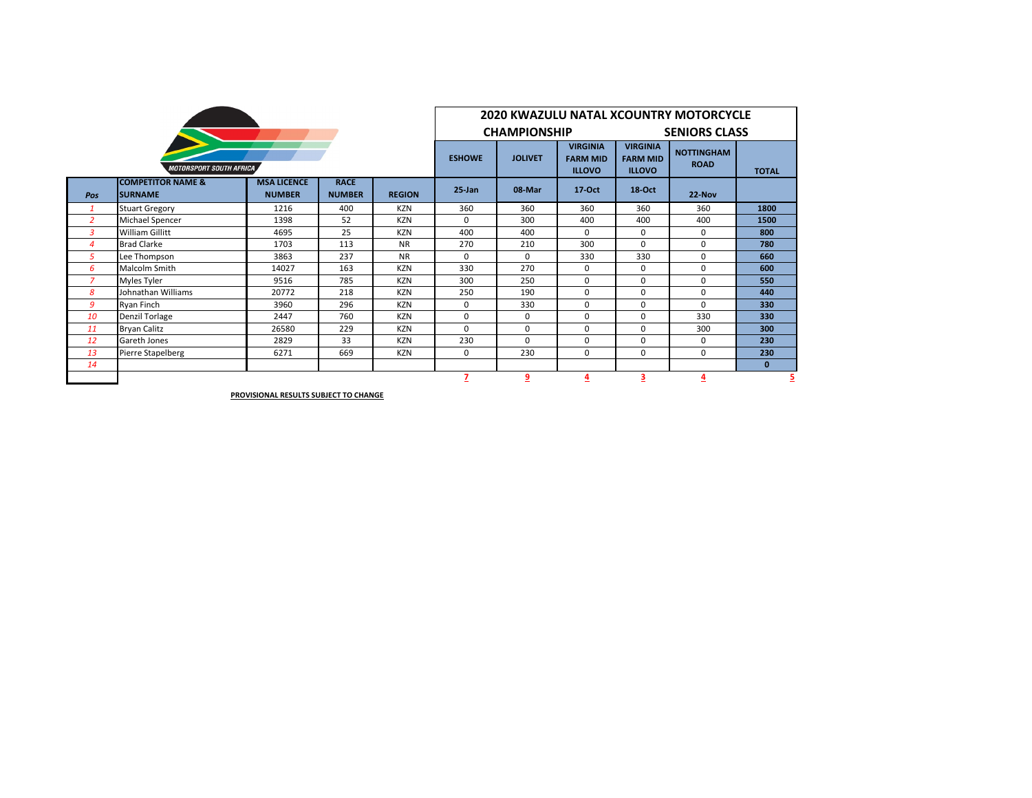## 2020 KWAZULU NATAL XCOUNTRY MOTORCYCLE CHAMPIONSHIP — SENIORS CLASS

| Pos | COMPETITOR NAME & SURNAME | MSA LICENCE NUMBER | RACE NUMBER | REGION | ESHOWE 25-Jan | JOLIVET 08-Mar | VIRGINIA FARM MID ILLOVO 17-Oct | VIRGINIA FARM MID ILLOVO 18-Oct | NOTTINGHAM ROAD 22-Nov | TOTAL |
|---|---|---|---|---|---|---|---|---|---|---|
| *1* | Stuart Gregory | 1216 | 400 | KZN | 360 | 360 | 360 | 360 | 360 | **1800** |
| *2* | Michael Spencer | 1398 | 52 | KZN | 0 | 300 | 400 | 400 | 400 | **1500** |
| *3* | William Gillitt | 4695 | 25 | KZN | 400 | 400 | 0 | 0 | 0 | **800** |
| *4* | Brad Clarke | 1703 | 113 | NR | 270 | 210 | 300 | 0 | 0 | **780** |
| *5* | Lee Thompson | 3863 | 237 | NR | 0 | 0 | 330 | 330 | 0 | **660** |
| *6* | Malcolm Smith | 14027 | 163 | KZN | 330 | 270 | 0 | 0 | 0 | **600** |
| *7* | Myles Tyler | 9516 | 785 | KZN | 300 | 250 | 0 | 0 | 0 | **550** |
| *8* | Johnathan Williams | 20772 | 218 | KZN | 250 | 190 | 0 | 0 | 0 | **440** |
| *9* | Ryan Finch | 3960 | 296 | KZN | 0 | 330 | 0 | 0 | 0 | **330** |
| *10* | Denzil Torlage | 2447 | 760 | KZN | 0 | 0 | 0 | 0 | 330 | **330** |
| *11* | Bryan Calitz | 26580 | 229 | KZN | 0 | 0 | 0 | 0 | 300 | **300** |
| *12* | Gareth Jones | 2829 | 33 | KZN | 230 | 0 | 0 | 0 | 0 | **230** |
| *13* | Pierre Stapelberg | 6271 | 669 | KZN | 0 | 230 | 0 | 0 | 0 | **230** |
| *14* | | | | | | | | | | **0** |
| | | | | | 7 | 9 | 4 | 3 | 4 | 5 |

**PROVISIONAL RESULTS SUBJECT TO CHANGE**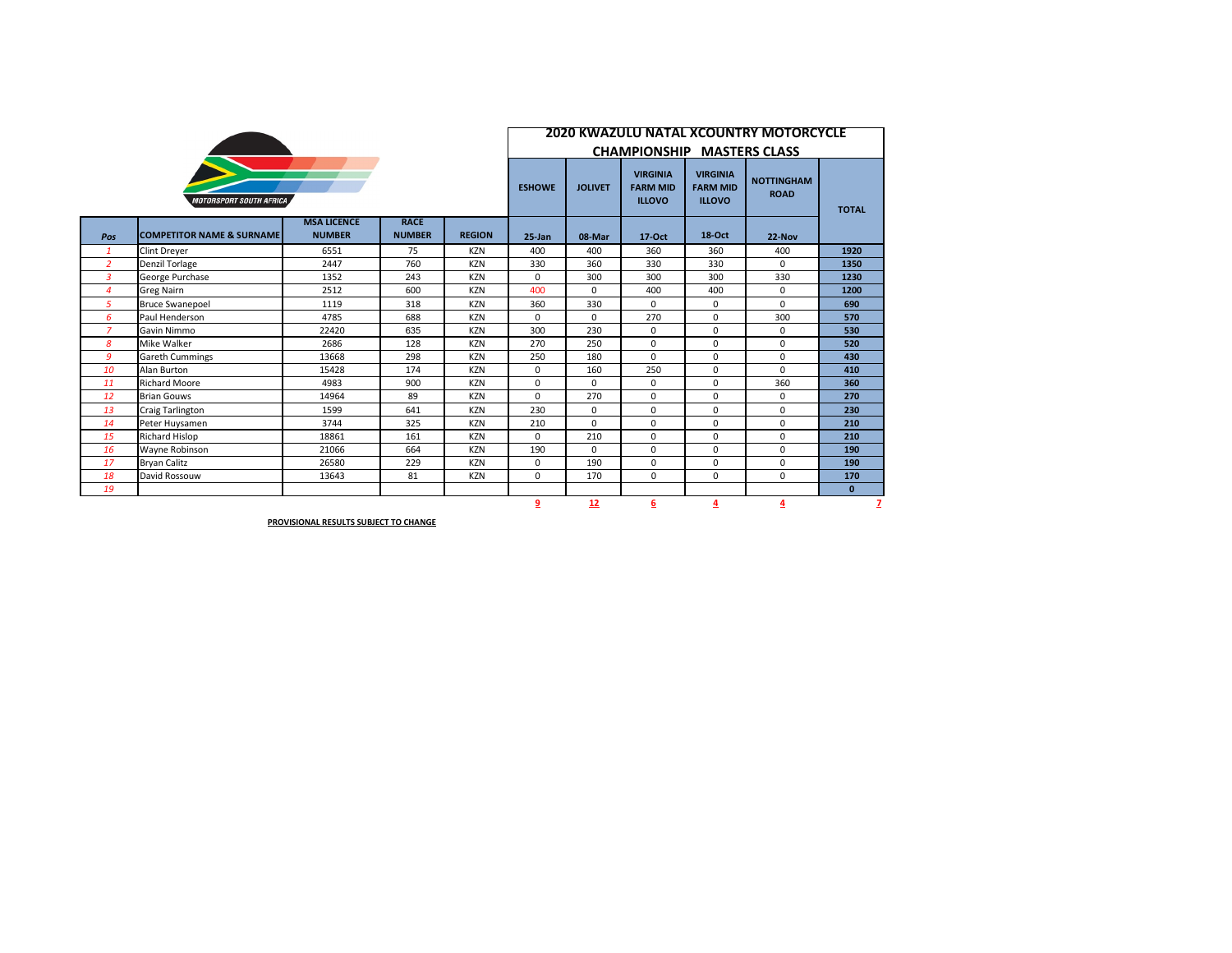# 2020 KWAZULU NATAL XCOUNTRY MOTORCYCLE CHAMPIONSHIP MASTERS CLASS

MOTORSPORT SOUTH AFRICA

| Pos | COMPETITOR NAME & SURNAME | MSA LICENCE NUMBER | RACE NUMBER | REGION | ESHOWE 25-Jan | JOLIVET 08-Mar | VIRGINIA FARM MID ILLOVO 17-Oct | VIRGINIA FARM MID ILLOVO 18-Oct | NOTTINGHAM ROAD 22-Nov | TOTAL |
|---|---|---|---|---|---|---|---|---|---|---|
| 1 | Clint Dreyer | 6551 | 75 | KZN | 400 | 400 | 360 | 360 | 400 | 1920 |
| 2 | Denzil Torlage | 2447 | 760 | KZN | 330 | 360 | 330 | 330 | 0 | 1350 |
| 3 | George Purchase | 1352 | 243 | KZN | 0 | 300 | 300 | 300 | 330 | 1230 |
| 4 | Greg Nairn | 2512 | 600 | KZN | 400 | 0 | 400 | 400 | 0 | 1200 |
| 5 | Bruce Swanepoel | 1119 | 318 | KZN | 360 | 330 | 0 | 0 | 0 | 690 |
| 6 | Paul Henderson | 4785 | 688 | KZN | 0 | 0 | 270 | 0 | 300 | 570 |
| 7 | Gavin Nimmo | 22420 | 635 | KZN | 300 | 230 | 0 | 0 | 0 | 530 |
| 8 | Mike Walker | 2686 | 128 | KZN | 270 | 250 | 0 | 0 | 0 | 520 |
| 9 | Gareth Cummings | 13668 | 298 | KZN | 250 | 180 | 0 | 0 | 0 | 430 |
| 10 | Alan Burton | 15428 | 174 | KZN | 0 | 160 | 250 | 0 | 0 | 410 |
| 11 | Richard Moore | 4983 | 900 | KZN | 0 | 0 | 0 | 0 | 360 | 360 |
| 12 | Brian Gouws | 14964 | 89 | KZN | 0 | 270 | 0 | 0 | 0 | 270 |
| 13 | Craig Tarlington | 1599 | 641 | KZN | 230 | 0 | 0 | 0 | 0 | 230 |
| 14 | Peter Huysamen | 3744 | 325 | KZN | 210 | 0 | 0 | 0 | 0 | 210 |
| 15 | Richard Hislop | 18861 | 161 | KZN | 0 | 210 | 0 | 0 | 0 | 210 |
| 16 | Wayne Robinson | 21066 | 664 | KZN | 190 | 0 | 0 | 0 | 0 | 190 |
| 17 | Bryan Calitz | 26580 | 229 | KZN | 0 | 190 | 0 | 0 | 0 | 190 |
| 18 | David Rossouw | 13643 | 81 | KZN | 0 | 170 | 0 | 0 | 0 | 170 |
| 19 | | | | | | | | | | 0 |
| | | | | | 9 | 12 | 6 | 4 | 4 | 7 |

**PROVISIONAL RESULTS SUBJECT TO CHANGE**